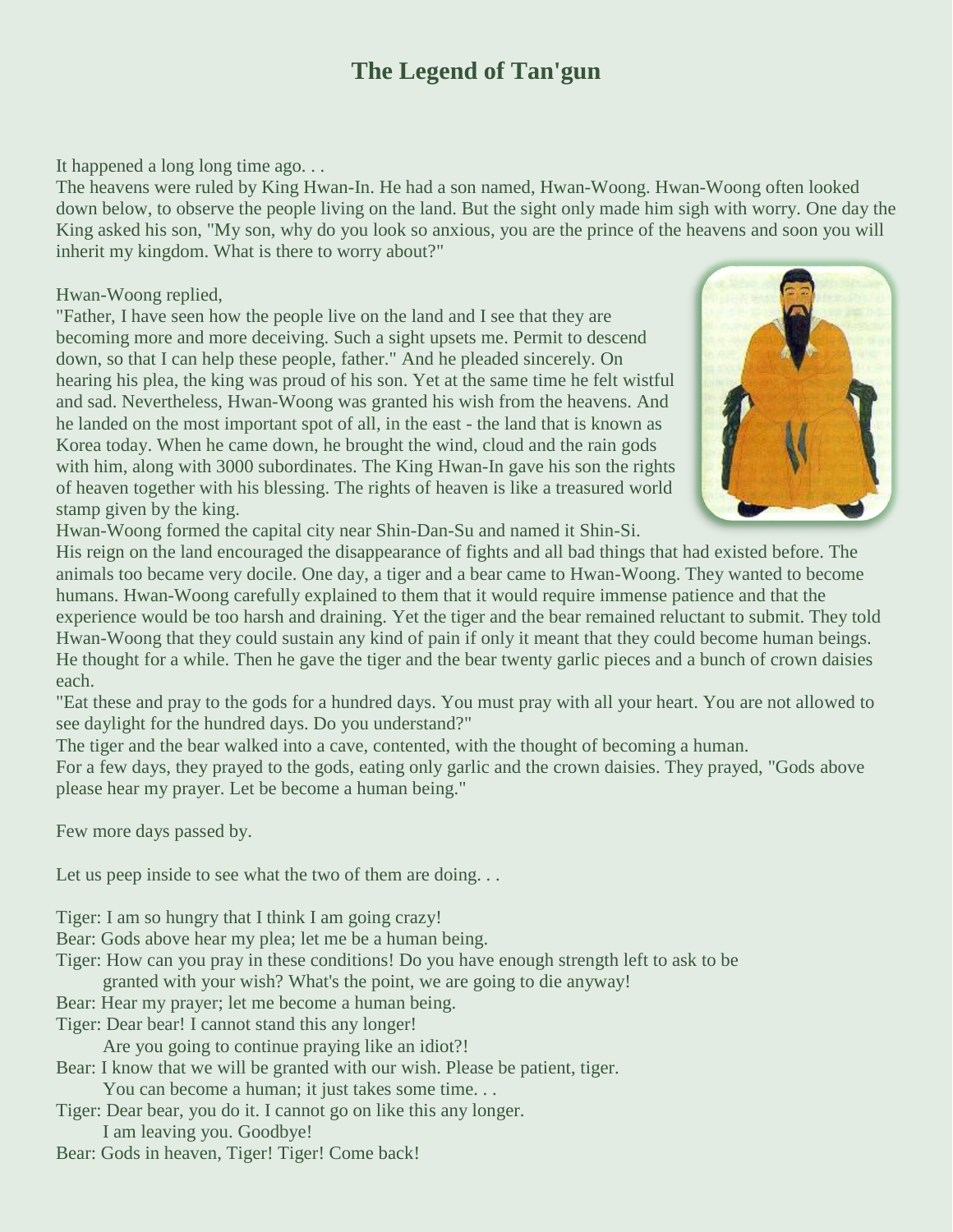# The Legend of Tan'gun

It happened a long long time ago. . .
The heavens were ruled by King Hwan-In. He had a son named, Hwan-Woong. Hwan-Woong often looked down below, to observe the people living on the land. But the sight only made him sigh with worry. One day the King asked his son, "My son, why do you look so anxious, you are the prince of the heavens and soon you will inherit my kingdom. What is there to worry about?"

Hwan-Woong replied,
"Father, I have seen how the people live on the land and I see that they are becoming more and more deceiving. Such a sight upsets me. Permit to descend down, so that I can help these people, father." And he pleaded sincerely. On hearing his plea, the king was proud of his son. Yet at the same time he felt wistful and sad. Nevertheless, Hwan-Woong was granted his wish from the heavens. And he landed on the most important spot of all, in the east - the land that is known as Korea today. When he came down, he brought the wind, cloud and the rain gods with him, along with 3000 subordinates. The King Hwan-In gave his son the rights of heaven together with his blessing. The rights of heaven is like a treasured world stamp given by the king.
Hwan-Woong formed the capital city near Shin-Dan-Su and named it Shin-Si.
His reign on the land encouraged the disappearance of fights and all bad things that had existed before. The animals too became very docile. One day, a tiger and a bear came to Hwan-Woong. They wanted to become humans. Hwan-Woong carefully explained to them that it would require immense patience and that the experience would be too harsh and draining. Yet the tiger and the bear remained reluctant to submit. They told Hwan-Woong that they could sustain any kind of pain if only it meant that they could become human beings. He thought for a while. Then he gave the tiger and the bear twenty garlic pieces and a bunch of crown daisies each.
"Eat these and pray to the gods for a hundred days. You must pray with all your heart. You are not allowed to see daylight for the hundred days. Do you understand?"
The tiger and the bear walked into a cave, contented, with the thought of becoming a human.
For a few days, they prayed to the gods, eating only garlic and the crown daisies. They prayed, "Gods above please hear my prayer. Let be become a human being."

Few more days passed by.

Let us peep inside to see what the two of them are doing. . .

Tiger: I am so hungry that I think I am going crazy!
Bear: Gods above hear my plea; let me be a human being.
Tiger: How can you pray in these conditions! Do you have enough strength left to ask to be granted with your wish? What's the point, we are going to die anyway!
Bear: Hear my prayer; let me become a human being.
Tiger: Dear bear! I cannot stand this any longer! Are you going to continue praying like an idiot?!
Bear: I know that we will be granted with our wish. Please be patient, tiger. You can become a human; it just takes some time. . .
Tiger: Dear bear, you do it. I cannot go on like this any longer. I am leaving you. Goodbye!
Bear: Gods in heaven, Tiger! Tiger! Come back!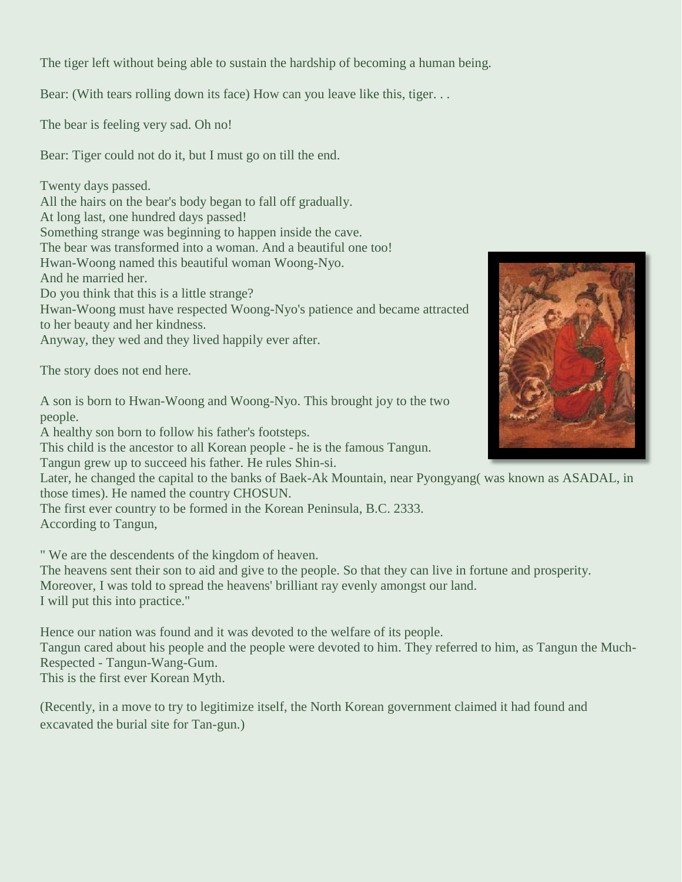The tiger left without being able to sustain the hardship of becoming a human being.

Bear: (With tears rolling down its face) How can you leave like this, tiger. . .

The bear is feeling very sad. Oh no!

Bear: Tiger could not do it, but I must go on till the end.

Twenty days passed.
All the hairs on the bear's body began to fall off gradually.
At long last, one hundred days passed!
Something strange was beginning to happen inside the cave.
The bear was transformed into a woman. And a beautiful one too!
Hwan-Woong named this beautiful woman Woong-Nyo.
And he married her.
Do you think that this is a little strange?
Hwan-Woong must have respected Woong-Nyo's patience and became attracted to her beauty and her kindness.
Anyway, they wed and they lived happily ever after.

The story does not end here.

A son is born to Hwan-Woong and Woong-Nyo. This brought joy to the two people.
A healthy son born to follow his father's footsteps.
This child is the ancestor to all Korean people - he is the famous Tangun.
Tangun grew up to succeed his father. He rules Shin-si.
Later, he changed the capital to the banks of Baek-Ak Mountain, near Pyongyang( was known as ASADAL, in those times). He named the country CHOSUN.
The first ever country to be formed in the Korean Peninsula, B.C. 2333.
According to Tangun,

" We are the descendents of the kingdom of heaven.
The heavens sent their son to aid and give to the people. So that they can live in fortune and prosperity.
Moreover, I was told to spread the heavens' brilliant ray evenly amongst our land.
I will put this into practice."

Hence our nation was found and it was devoted to the welfare of its people.
Tangun cared about his people and the people were devoted to him. They referred to him, as Tangun the Much-Respected - Tangun-Wang-Gum.
This is the first ever Korean Myth.

(Recently, in a move to try to legitimize itself, the North Korean government claimed it had found and excavated the burial site for Tan-gun.)